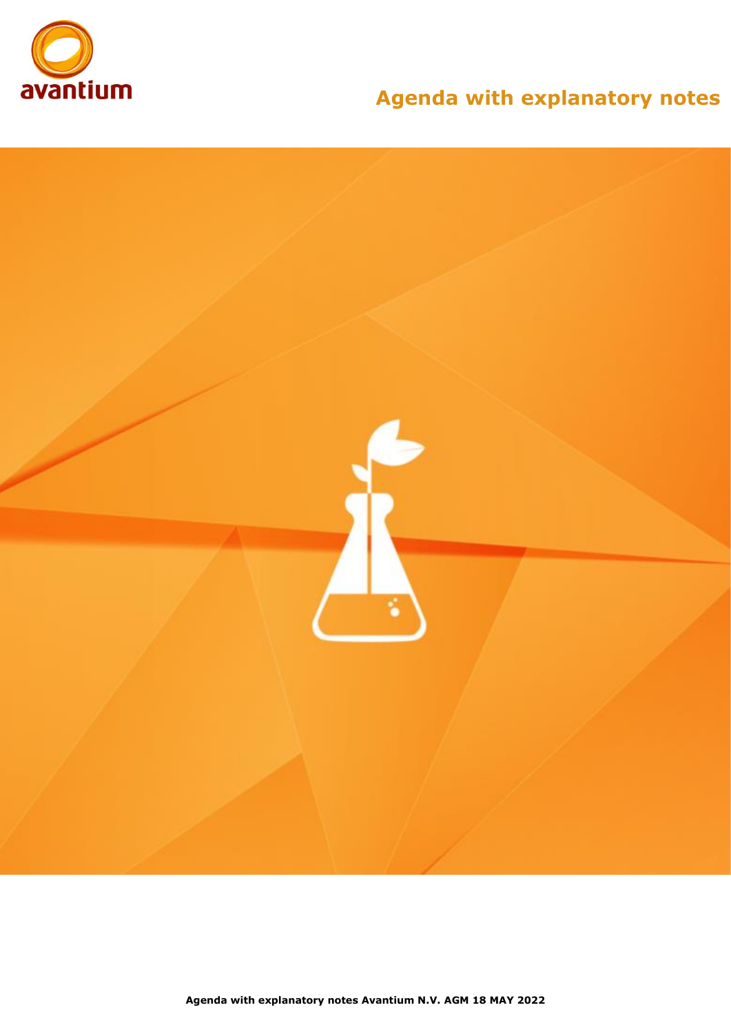avantium

# Agenda with explanatory notes

**Agenda with explanatory notes Avantium N.V. AGM 18 MAY 2022**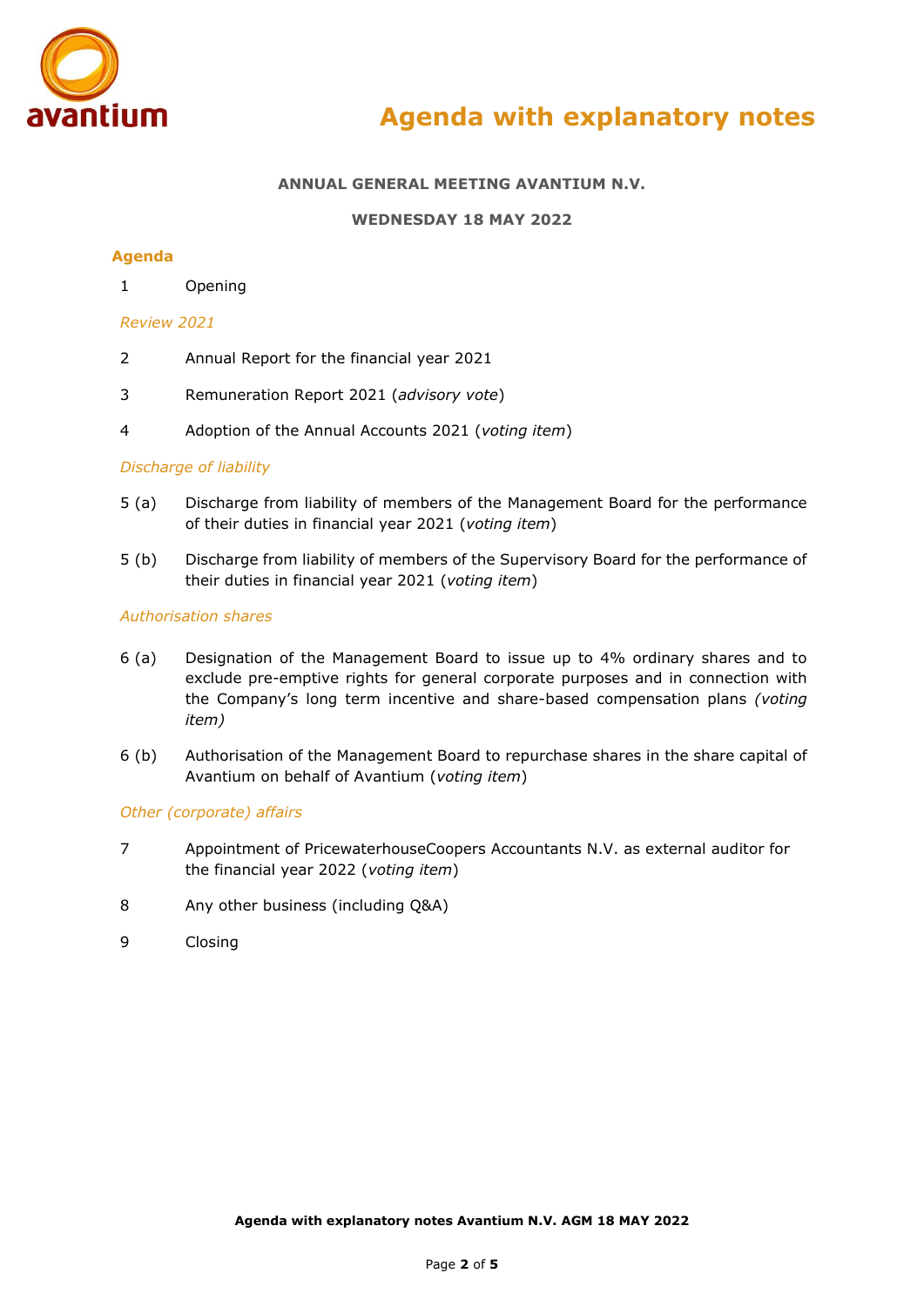# Agenda with explanatory notes

**ANNUAL GENERAL MEETING AVANTIUM N.V.**

**WEDNESDAY 18 MAY 2022**

## Agenda

1 Opening

*Review 2021*

2 Annual Report for the financial year 2021

3 Remuneration Report 2021 (*advisory vote*)

4 Adoption of the Annual Accounts 2021 (*voting item*)

*Discharge of liability*

5 (a) Discharge from liability of members of the Management Board for the performance of their duties in financial year 2021 (*voting item*)

5 (b) Discharge from liability of members of the Supervisory Board for the performance of their duties in financial year 2021 (*voting item*)

*Authorisation shares*

6 (a) Designation of the Management Board to issue up to 4% ordinary shares and to exclude pre-emptive rights for general corporate purposes and in connection with the Company's long term incentive and share-based compensation plans *(voting item)*

6 (b) Authorisation of the Management Board to repurchase shares in the share capital of Avantium on behalf of Avantium (*voting item*)

*Other (corporate) affairs*

7 Appointment of PricewaterhouseCoopers Accountants N.V. as external auditor for the financial year 2022 (*voting item*)

8 Any other business (including Q&A)

9 Closing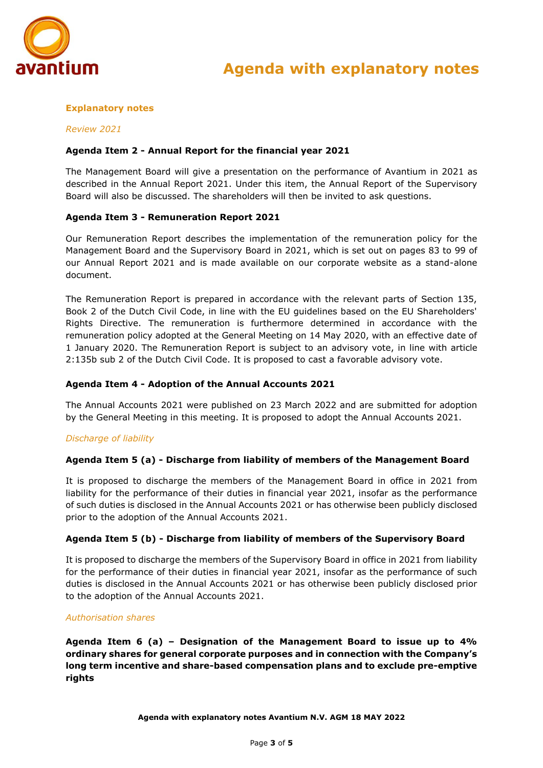## Explanatory notes

*Review 2021*

**Agenda Item 2 - Annual Report for the financial year 2021**

The Management Board will give a presentation on the performance of Avantium in 2021 as described in the Annual Report 2021. Under this item, the Annual Report of the Supervisory Board will also be discussed. The shareholders will then be invited to ask questions.

**Agenda Item 3 - Remuneration Report 2021**

Our Remuneration Report describes the implementation of the remuneration policy for the Management Board and the Supervisory Board in 2021, which is set out on pages 83 to 99 of our Annual Report 2021 and is made available on our corporate website as a stand-alone document.

The Remuneration Report is prepared in accordance with the relevant parts of Section 135, Book 2 of the Dutch Civil Code, in line with the EU guidelines based on the EU Shareholders' Rights Directive. The remuneration is furthermore determined in accordance with the remuneration policy adopted at the General Meeting on 14 May 2020, with an effective date of 1 January 2020. The Remuneration Report is subject to an advisory vote, in line with article 2:135b sub 2 of the Dutch Civil Code. It is proposed to cast a favorable advisory vote.

**Agenda Item 4 - Adoption of the Annual Accounts 2021**

The Annual Accounts 2021 were published on 23 March 2022 and are submitted for adoption by the General Meeting in this meeting. It is proposed to adopt the Annual Accounts 2021.

*Discharge of liability*

**Agenda Item 5 (a) - Discharge from liability of members of the Management Board**

It is proposed to discharge the members of the Management Board in office in 2021 from liability for the performance of their duties in financial year 2021, insofar as the performance of such duties is disclosed in the Annual Accounts 2021 or has otherwise been publicly disclosed prior to the adoption of the Annual Accounts 2021.

**Agenda Item 5 (b) - Discharge from liability of members of the Supervisory Board**

It is proposed to discharge the members of the Supervisory Board in office in 2021 from liability for the performance of their duties in financial year 2021, insofar as the performance of such duties is disclosed in the Annual Accounts 2021 or has otherwise been publicly disclosed prior to the adoption of the Annual Accounts 2021.

*Authorisation shares*

**Agenda Item 6 (a) – Designation of the Management Board to issue up to 4% ordinary shares for general corporate purposes and in connection with the Company's long term incentive and share-based compensation plans and to exclude pre-emptive rights**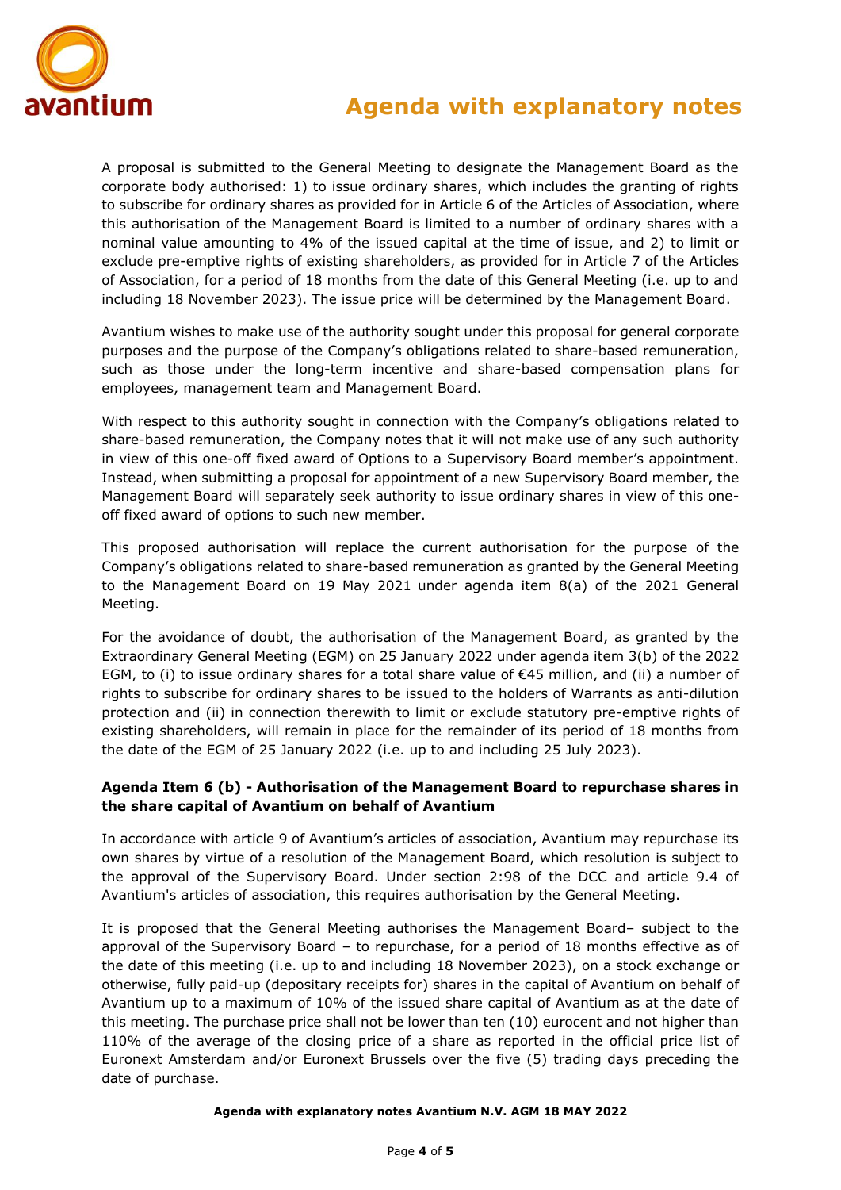A proposal is submitted to the General Meeting to designate the Management Board as the corporate body authorised: 1) to issue ordinary shares, which includes the granting of rights to subscribe for ordinary shares as provided for in Article 6 of the Articles of Association, where this authorisation of the Management Board is limited to a number of ordinary shares with a nominal value amounting to 4% of the issued capital at the time of issue, and 2) to limit or exclude pre-emptive rights of existing shareholders, as provided for in Article 7 of the Articles of Association, for a period of 18 months from the date of this General Meeting (i.e. up to and including 18 November 2023). The issue price will be determined by the Management Board.

Avantium wishes to make use of the authority sought under this proposal for general corporate purposes and the purpose of the Company's obligations related to share-based remuneration, such as those under the long-term incentive and share-based compensation plans for employees, management team and Management Board.

With respect to this authority sought in connection with the Company's obligations related to share-based remuneration, the Company notes that it will not make use of any such authority in view of this one-off fixed award of Options to a Supervisory Board member's appointment. Instead, when submitting a proposal for appointment of a new Supervisory Board member, the Management Board will separately seek authority to issue ordinary shares in view of this one-off fixed award of options to such new member.

This proposed authorisation will replace the current authorisation for the purpose of the Company's obligations related to share-based remuneration as granted by the General Meeting to the Management Board on 19 May 2021 under agenda item 8(a) of the 2021 General Meeting.

For the avoidance of doubt, the authorisation of the Management Board, as granted by the Extraordinary General Meeting (EGM) on 25 January 2022 under agenda item 3(b) of the 2022 EGM, to (i) to issue ordinary shares for a total share value of €45 million, and (ii) a number of rights to subscribe for ordinary shares to be issued to the holders of Warrants as anti-dilution protection and (ii) in connection therewith to limit or exclude statutory pre-emptive rights of existing shareholders, will remain in place for the remainder of its period of 18 months from the date of the EGM of 25 January 2022 (i.e. up to and including 25 July 2023).

**Agenda Item 6 (b) - Authorisation of the Management Board to repurchase shares in the share capital of Avantium on behalf of Avantium**

In accordance with article 9 of Avantium's articles of association, Avantium may repurchase its own shares by virtue of a resolution of the Management Board, which resolution is subject to the approval of the Supervisory Board. Under section 2:98 of the DCC and article 9.4 of Avantium's articles of association, this requires authorisation by the General Meeting.

It is proposed that the General Meeting authorises the Management Board– subject to the approval of the Supervisory Board – to repurchase, for a period of 18 months effective as of the date of this meeting (i.e. up to and including 18 November 2023), on a stock exchange or otherwise, fully paid-up (depositary receipts for) shares in the capital of Avantium on behalf of Avantium up to a maximum of 10% of the issued share capital of Avantium as at the date of this meeting. The purchase price shall not be lower than ten (10) eurocent and not higher than 110% of the average of the closing price of a share as reported in the official price list of Euronext Amsterdam and/or Euronext Brussels over the five (5) trading days preceding the date of purchase.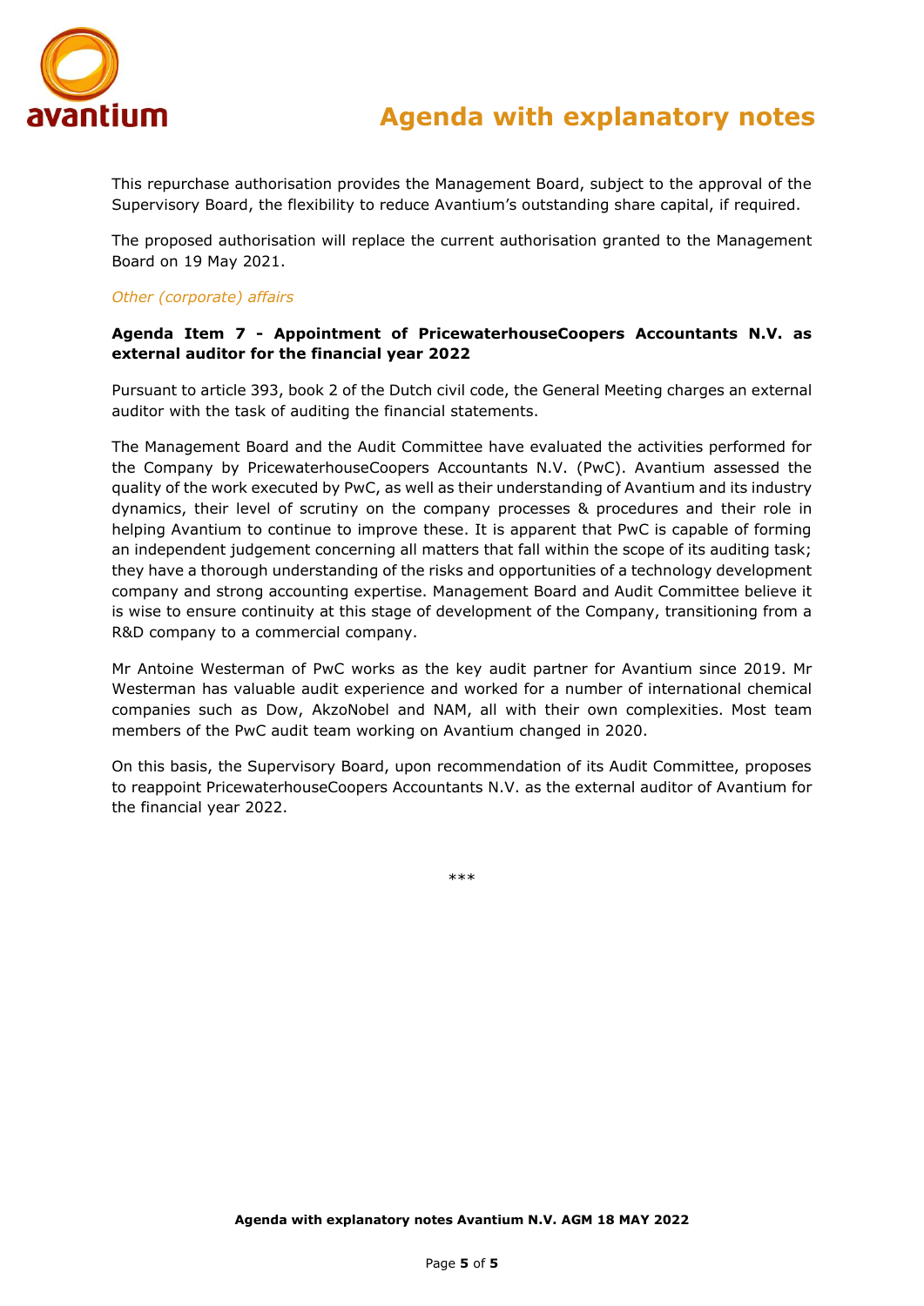This repurchase authorisation provides the Management Board, subject to the approval of the Supervisory Board, the flexibility to reduce Avantium's outstanding share capital, if required.

The proposed authorisation will replace the current authorisation granted to the Management Board on 19 May 2021.

*Other (corporate) affairs*

**Agenda Item 7 - Appointment of PricewaterhouseCoopers Accountants N.V. as external auditor for the financial year 2022**

Pursuant to article 393, book 2 of the Dutch civil code, the General Meeting charges an external auditor with the task of auditing the financial statements.

The Management Board and the Audit Committee have evaluated the activities performed for the Company by PricewaterhouseCoopers Accountants N.V. (PwC). Avantium assessed the quality of the work executed by PwC, as well as their understanding of Avantium and its industry dynamics, their level of scrutiny on the company processes & procedures and their role in helping Avantium to continue to improve these. It is apparent that PwC is capable of forming an independent judgement concerning all matters that fall within the scope of its auditing task; they have a thorough understanding of the risks and opportunities of a technology development company and strong accounting expertise. Management Board and Audit Committee believe it is wise to ensure continuity at this stage of development of the Company, transitioning from a R&D company to a commercial company.

Mr Antoine Westerman of PwC works as the key audit partner for Avantium since 2019. Mr Westerman has valuable audit experience and worked for a number of international chemical companies such as Dow, AkzoNobel and NAM, all with their own complexities. Most team members of the PwC audit team working on Avantium changed in 2020.

On this basis, the Supervisory Board, upon recommendation of its Audit Committee, proposes to reappoint PricewaterhouseCoopers Accountants N.V. as the external auditor of Avantium for the financial year 2022.

***